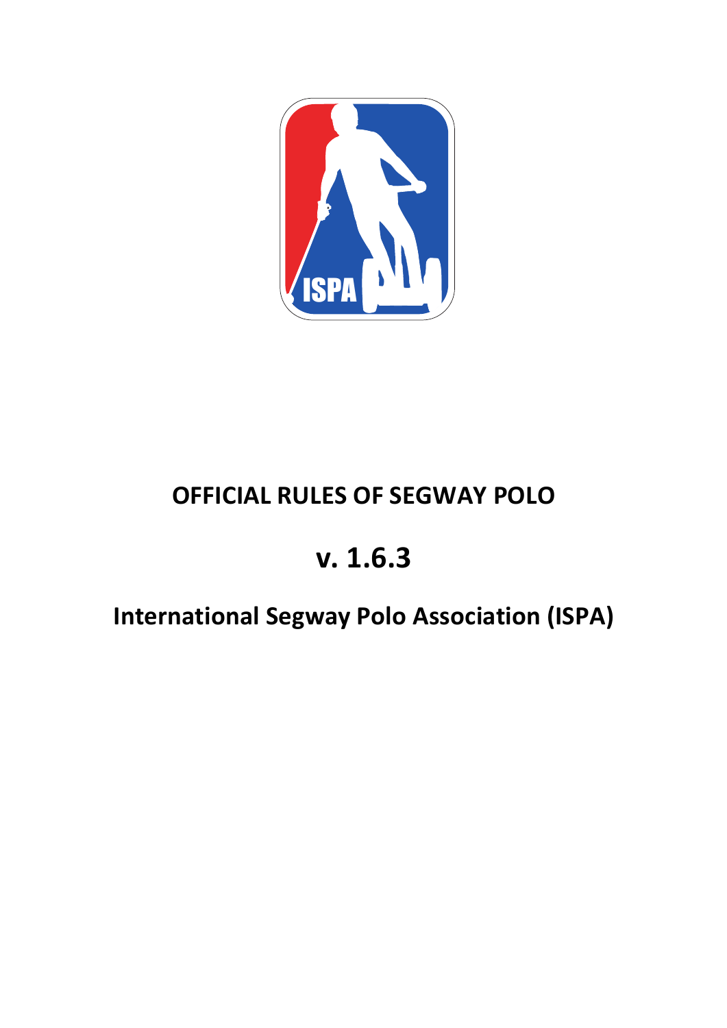# OFFICIAL RULES OF SEGWAY POLO

## v. 1.6.3

## International Segway Polo Association (ISPA)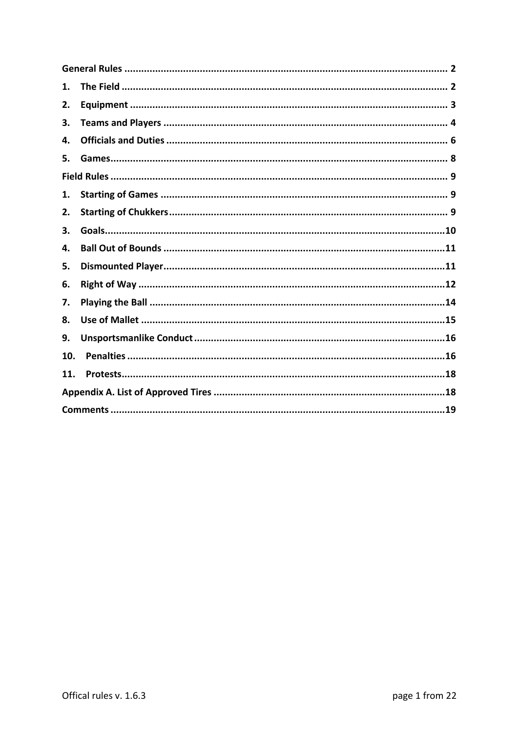**General Rules** .......... 2

1. **The Field** .......... 2
2. **Equipment** .......... 3
3. **Teams and Players** .......... 4
4. **Officials and Duties** .......... 6
5. **Games** .......... 8

**Field Rules** .......... 9

1. **Starting of Games** .......... 9
2. **Starting of Chukkers** .......... 9
3. **Goals** .......... 10
4. **Ball Out of Bounds** .......... 11
5. **Dismounted Player** .......... 11
6. **Right of Way** .......... 12
7. **Playing the Ball** .......... 14
8. **Use of Mallet** .......... 15
9. **Unsportsmanlike Conduct** .......... 16
10. **Penalties** .......... 16
11. **Protests** .......... 18

**Appendix A. List of Approved Tires** .......... 18

**Comments** .......... 19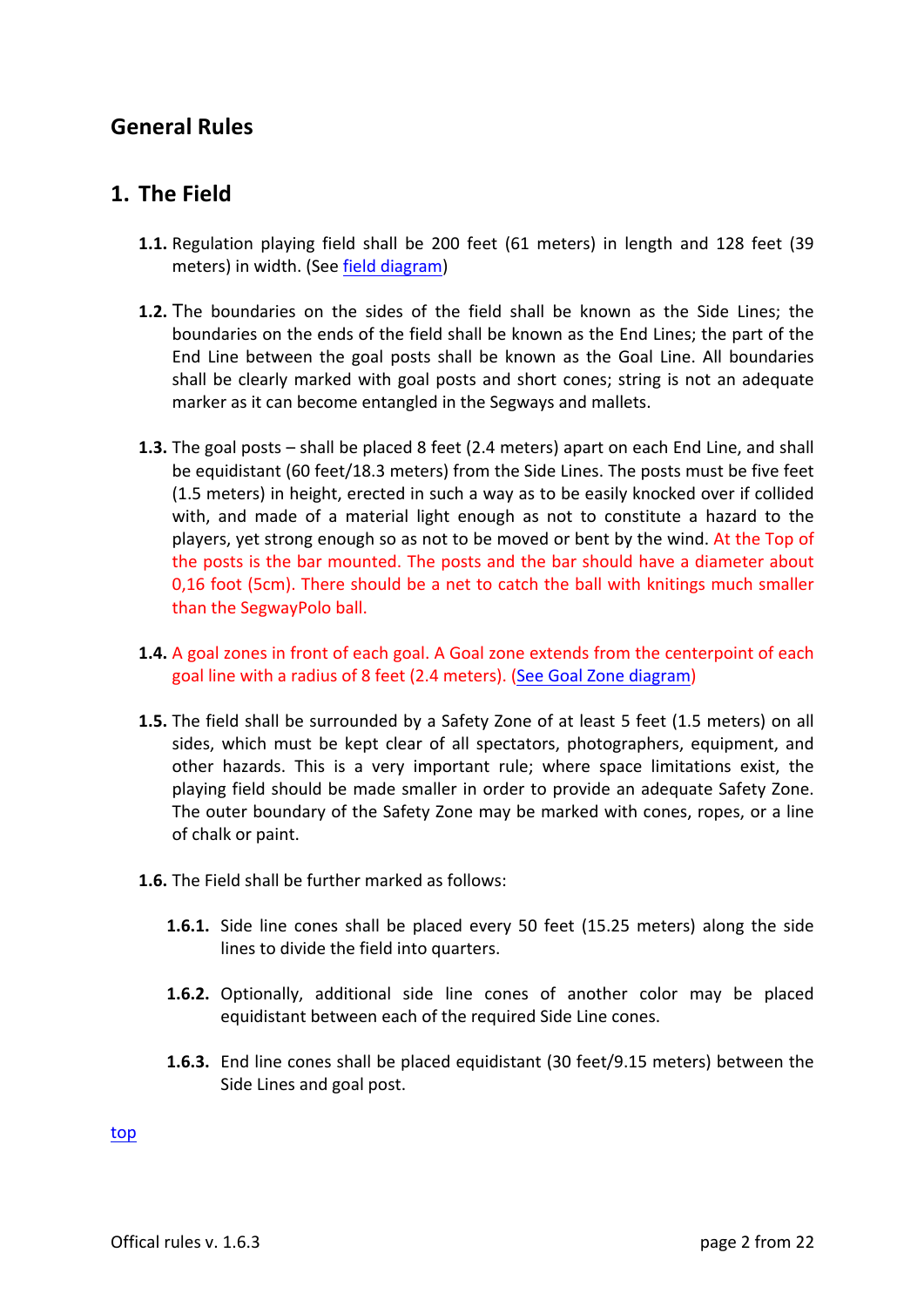## General Rules

## 1. The Field

**1.1.** Regulation playing field shall be 200 feet (61 meters) in length and 128 feet (39 meters) in width. (See field diagram)

**1.2.** The boundaries on the sides of the field shall be known as the Side Lines; the boundaries on the ends of the field shall be known as the End Lines; the part of the End Line between the goal posts shall be known as the Goal Line. All boundaries shall be clearly marked with goal posts and short cones; string is not an adequate marker as it can become entangled in the Segways and mallets.

**1.3.** The goal posts – shall be placed 8 feet (2.4 meters) apart on each End Line, and shall be equidistant (60 feet/18.3 meters) from the Side Lines. The posts must be five feet (1.5 meters) in height, erected in such a way as to be easily knocked over if collided with, and made of a material light enough as not to constitute a hazard to the players, yet strong enough so as not to be moved or bent by the wind. At the Top of the posts is the bar mounted. The posts and the bar should have a diameter about 0,16 foot (5cm). There should be a net to catch the ball with knitings much smaller than the SegwayPolo ball.

**1.4.** A goal zones in front of each goal. A Goal zone extends from the centerpoint of each goal line with a radius of 8 feet (2.4 meters). (See Goal Zone diagram)

**1.5.** The field shall be surrounded by a Safety Zone of at least 5 feet (1.5 meters) on all sides, which must be kept clear of all spectators, photographers, equipment, and other hazards. This is a very important rule; where space limitations exist, the playing field should be made smaller in order to provide an adequate Safety Zone. The outer boundary of the Safety Zone may be marked with cones, ropes, or a line of chalk or paint.

**1.6.** The Field shall be further marked as follows:

- **1.6.1.** Side line cones shall be placed every 50 feet (15.25 meters) along the side lines to divide the field into quarters.
- **1.6.2.** Optionally, additional side line cones of another color may be placed equidistant between each of the required Side Line cones.
- **1.6.3.** End line cones shall be placed equidistant (30 feet/9.15 meters) between the Side Lines and goal post.

top

Offical rules v. 1.6.3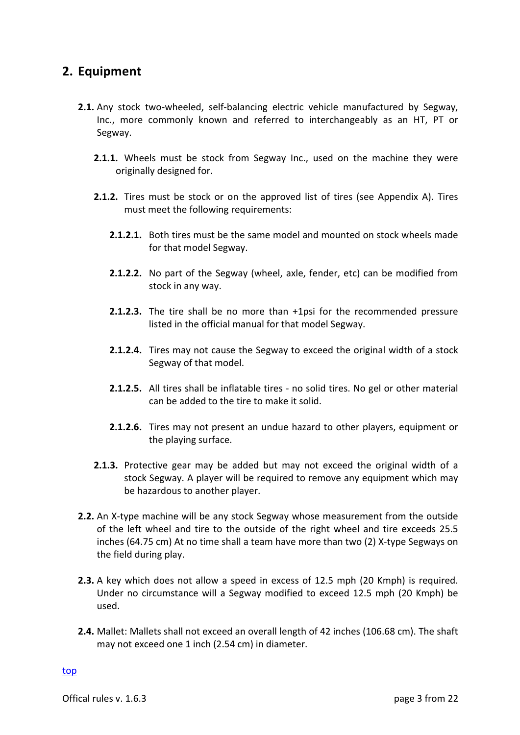## 2. Equipment

**2.1.** Any stock two-wheeled, self-balancing electric vehicle manufactured by Segway, Inc., more commonly known and referred to interchangeably as an HT, PT or Segway.

**2.1.1.** Wheels must be stock from Segway Inc., used on the machine they were originally designed for.

**2.1.2.** Tires must be stock or on the approved list of tires (see Appendix A). Tires must meet the following requirements:

**2.1.2.1.** Both tires must be the same model and mounted on stock wheels made for that model Segway.

**2.1.2.2.** No part of the Segway (wheel, axle, fender, etc) can be modified from stock in any way.

**2.1.2.3.** The tire shall be no more than +1psi for the recommended pressure listed in the official manual for that model Segway.

**2.1.2.4.** Tires may not cause the Segway to exceed the original width of a stock Segway of that model.

**2.1.2.5.** All tires shall be inflatable tires - no solid tires. No gel or other material can be added to the tire to make it solid.

**2.1.2.6.** Tires may not present an undue hazard to other players, equipment or the playing surface.

**2.1.3.** Protective gear may be added but may not exceed the original width of a stock Segway. A player will be required to remove any equipment which may be hazardous to another player.

**2.2.** An X-type machine will be any stock Segway whose measurement from the outside of the left wheel and tire to the outside of the right wheel and tire exceeds 25.5 inches (64.75 cm) At no time shall a team have more than two (2) X-type Segways on the field during play.

**2.3.** A key which does not allow a speed in excess of 12.5 mph (20 Kmph) is required. Under no circumstance will a Segway modified to exceed 12.5 mph (20 Kmph) be used.

**2.4.** Mallet: Mallets shall not exceed an overall length of 42 inches (106.68 cm). The shaft may not exceed one 1 inch (2.54 cm) in diameter.

top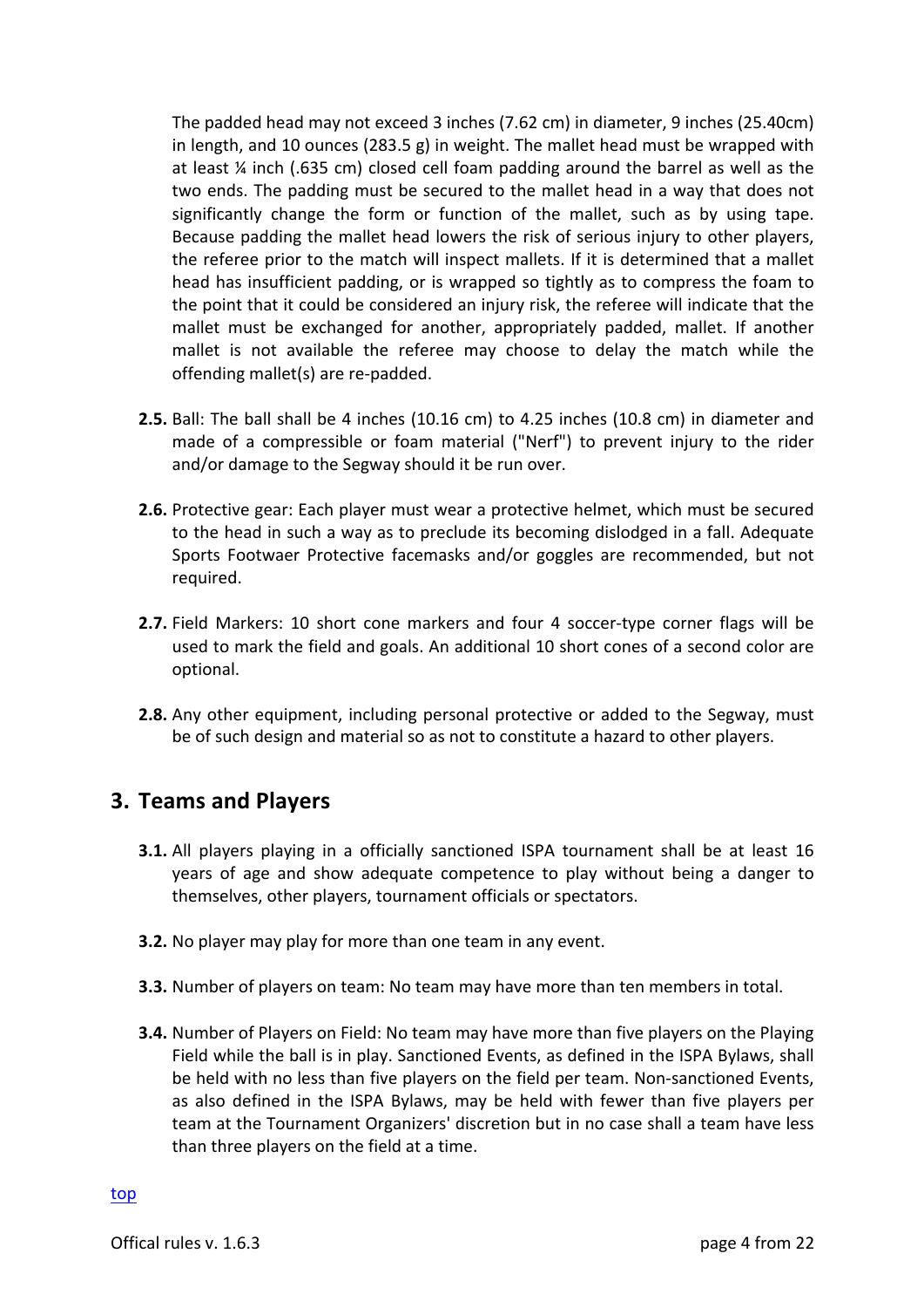The padded head may not exceed 3 inches (7.62 cm) in diameter, 9 inches (25.40cm) in length, and 10 ounces (283.5 g) in weight. The mallet head must be wrapped with at least ¼ inch (.635 cm) closed cell foam padding around the barrel as well as the two ends. The padding must be secured to the mallet head in a way that does not significantly change the form or function of the mallet, such as by using tape. Because padding the mallet head lowers the risk of serious injury to other players, the referee prior to the match will inspect mallets. If it is determined that a mallet head has insufficient padding, or is wrapped so tightly as to compress the foam to the point that it could be considered an injury risk, the referee will indicate that the mallet must be exchanged for another, appropriately padded, mallet. If another mallet is not available the referee may choose to delay the match while the offending mallet(s) are re-padded.

**2.5.** Ball: The ball shall be 4 inches (10.16 cm) to 4.25 inches (10.8 cm) in diameter and made of a compressible or foam material ("Nerf") to prevent injury to the rider and/or damage to the Segway should it be run over.

**2.6.** Protective gear: Each player must wear a protective helmet, which must be secured to the head in such a way as to preclude its becoming dislodged in a fall. Adequate Sports Footwaer Protective facemasks and/or goggles are recommended, but not required.

**2.7.** Field Markers: 10 short cone markers and four 4 soccer-type corner flags will be used to mark the field and goals. An additional 10 short cones of a second color are optional.

**2.8.** Any other equipment, including personal protective or added to the Segway, must be of such design and material so as not to constitute a hazard to other players.

## 3. Teams and Players

**3.1.** All players playing in a officially sanctioned ISPA tournament shall be at least 16 years of age and show adequate competence to play without being a danger to themselves, other players, tournament officials or spectators.

**3.2.** No player may play for more than one team in any event.

**3.3.** Number of players on team: No team may have more than ten members in total.

**3.4.** Number of Players on Field: No team may have more than five players on the Playing Field while the ball is in play. Sanctioned Events, as defined in the ISPA Bylaws, shall be held with no less than five players on the field per team. Non-sanctioned Events, as also defined in the ISPA Bylaws, may be held with fewer than five players per team at the Tournament Organizers' discretion but in no case shall a team have less than three players on the field at a time.

top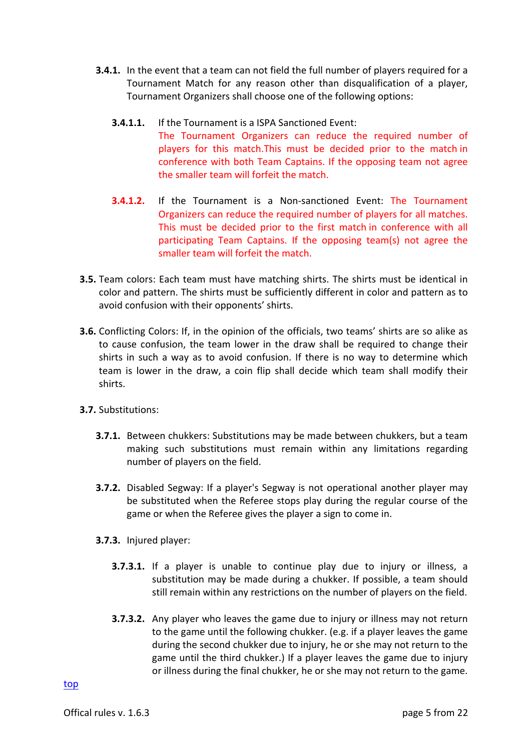**3.4.1.** In the event that a team can not field the full number of players required for a Tournament Match for any reason other than disqualification of a player, Tournament Organizers shall choose one of the following options:

**3.4.1.1.** If the Tournament is a ISPA Sanctioned Event: The Tournament Organizers can reduce the required number of players for this match.This must be decided prior to the match in conference with both Team Captains. If the opposing team not agree the smaller team will forfeit the match.

**3.4.1.2.** If the Tournament is a Non-sanctioned Event: The Tournament Organizers can reduce the required number of players for all matches. This must be decided prior to the first match in conference with all participating Team Captains. If the opposing team(s) not agree the smaller team will forfeit the match.

**3.5.** Team colors: Each team must have matching shirts. The shirts must be identical in color and pattern. The shirts must be sufficiently different in color and pattern as to avoid confusion with their opponents' shirts.

**3.6.** Conflicting Colors: If, in the opinion of the officials, two teams' shirts are so alike as to cause confusion, the team lower in the draw shall be required to change their shirts in such a way as to avoid confusion. If there is no way to determine which team is lower in the draw, a coin flip shall decide which team shall modify their shirts.

**3.7.** Substitutions:

**3.7.1.** Between chukkers: Substitutions may be made between chukkers, but a team making such substitutions must remain within any limitations regarding number of players on the field.

**3.7.2.** Disabled Segway: If a player's Segway is not operational another player may be substituted when the Referee stops play during the regular course of the game or when the Referee gives the player a sign to come in.

**3.7.3.** Injured player:

**3.7.3.1.** If a player is unable to continue play due to injury or illness, a substitution may be made during a chukker. If possible, a team should still remain within any restrictions on the number of players on the field.

**3.7.3.2.** Any player who leaves the game due to injury or illness may not return to the game until the following chukker. (e.g. if a player leaves the game during the second chukker due to injury, he or she may not return to the game until the third chukker.) If a player leaves the game due to injury or illness during the final chukker, he or she may not return to the game.

top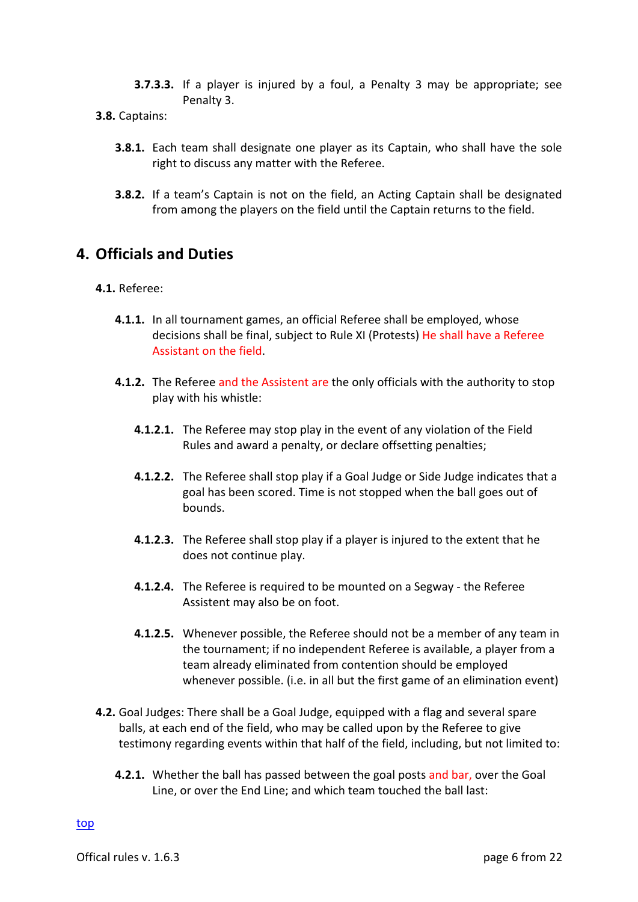**3.7.3.3.** If a player is injured by a foul, a Penalty 3 may be appropriate; see Penalty 3.

**3.8.** Captains:

**3.8.1.** Each team shall designate one player as its Captain, who shall have the sole right to discuss any matter with the Referee.

**3.8.2.** If a team's Captain is not on the field, an Acting Captain shall be designated from among the players on the field until the Captain returns to the field.

## 4. Officials and Duties

**4.1.** Referee:

**4.1.1.** In all tournament games, an official Referee shall be employed, whose decisions shall be final, subject to Rule XI (Protests) He shall have a Referee Assistant on the field.

**4.1.2.** The Referee and the Assistent are the only officials with the authority to stop play with his whistle:

**4.1.2.1.** The Referee may stop play in the event of any violation of the Field Rules and award a penalty, or declare offsetting penalties;

**4.1.2.2.** The Referee shall stop play if a Goal Judge or Side Judge indicates that a goal has been scored. Time is not stopped when the ball goes out of bounds.

**4.1.2.3.** The Referee shall stop play if a player is injured to the extent that he does not continue play.

**4.1.2.4.** The Referee is required to be mounted on a Segway - the Referee Assistent may also be on foot.

**4.1.2.5.** Whenever possible, the Referee should not be a member of any team in the tournament; if no independent Referee is available, a player from a team already eliminated from contention should be employed whenever possible. (i.e. in all but the first game of an elimination event)

**4.2.** Goal Judges: There shall be a Goal Judge, equipped with a flag and several spare balls, at each end of the field, who may be called upon by the Referee to give testimony regarding events within that half of the field, including, but not limited to:

**4.2.1.** Whether the ball has passed between the goal posts and bar, over the Goal Line, or over the End Line; and which team touched the ball last:

top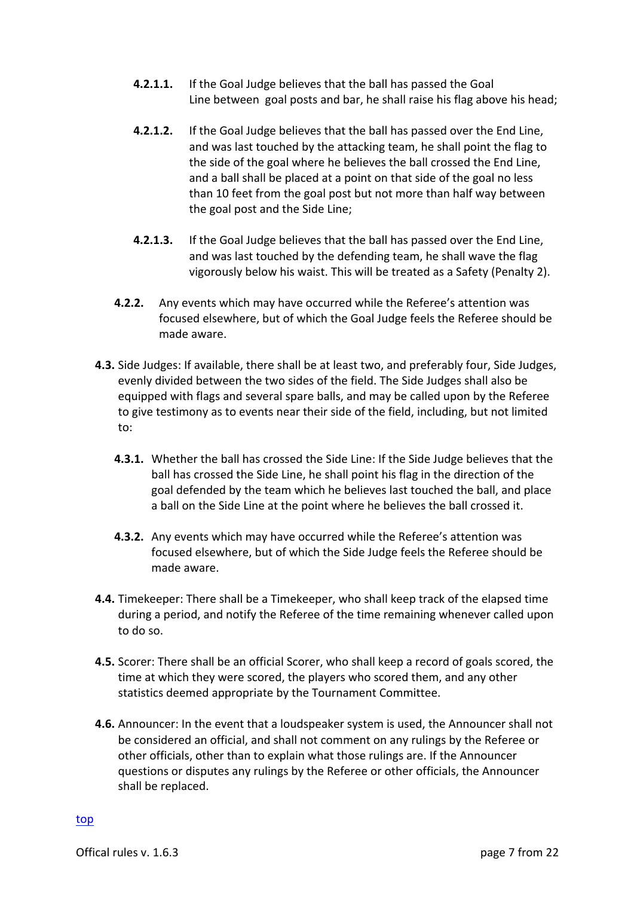**4.2.1.1.** If the Goal Judge believes that the ball has passed the Goal Line between goal posts and bar, he shall raise his flag above his head;

**4.2.1.2.** If the Goal Judge believes that the ball has passed over the End Line, and was last touched by the attacking team, he shall point the flag to the side of the goal where he believes the ball crossed the End Line, and a ball shall be placed at a point on that side of the goal no less than 10 feet from the goal post but not more than half way between the goal post and the Side Line;

**4.2.1.3.** If the Goal Judge believes that the ball has passed over the End Line, and was last touched by the defending team, he shall wave the flag vigorously below his waist. This will be treated as a Safety (Penalty 2).

**4.2.2.** Any events which may have occurred while the Referee's attention was focused elsewhere, but of which the Goal Judge feels the Referee should be made aware.

**4.3.** Side Judges: If available, there shall be at least two, and preferably four, Side Judges, evenly divided between the two sides of the field. The Side Judges shall also be equipped with flags and several spare balls, and may be called upon by the Referee to give testimony as to events near their side of the field, including, but not limited to:

**4.3.1.** Whether the ball has crossed the Side Line: If the Side Judge believes that the ball has crossed the Side Line, he shall point his flag in the direction of the goal defended by the team which he believes last touched the ball, and place a ball on the Side Line at the point where he believes the ball crossed it.

**4.3.2.** Any events which may have occurred while the Referee's attention was focused elsewhere, but of which the Side Judge feels the Referee should be made aware.

**4.4.** Timekeeper: There shall be a Timekeeper, who shall keep track of the elapsed time during a period, and notify the Referee of the time remaining whenever called upon to do so.

**4.5.** Scorer: There shall be an official Scorer, who shall keep a record of goals scored, the time at which they were scored, the players who scored them, and any other statistics deemed appropriate by the Tournament Committee.

**4.6.** Announcer: In the event that a loudspeaker system is used, the Announcer shall not be considered an official, and shall not comment on any rulings by the Referee or other officials, other than to explain what those rulings are. If the Announcer questions or disputes any rulings by the Referee or other officials, the Announcer shall be replaced.

top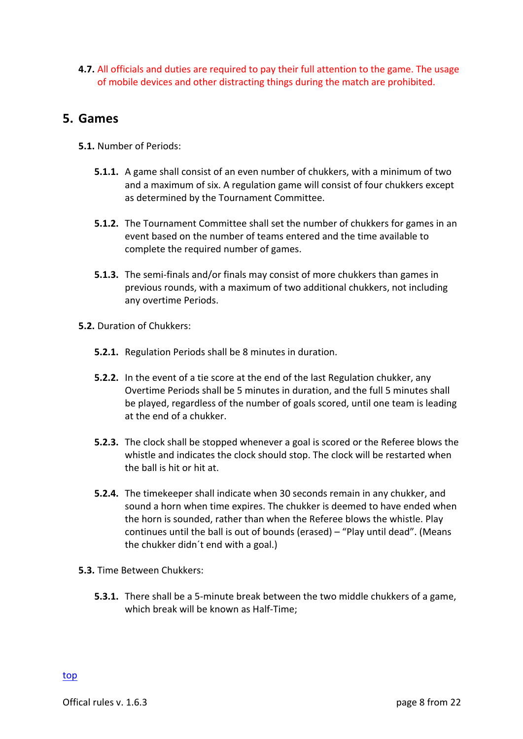**4.7.** All officials and duties are required to pay their full attention to the game. The usage of mobile devices and other distracting things during the match are prohibited.

## 5. Games

**5.1.** Number of Periods:

**5.1.1.** A game shall consist of an even number of chukkers, with a minimum of two and a maximum of six. A regulation game will consist of four chukkers except as determined by the Tournament Committee.

**5.1.2.** The Tournament Committee shall set the number of chukkers for games in an event based on the number of teams entered and the time available to complete the required number of games.

**5.1.3.** The semi-finals and/or finals may consist of more chukkers than games in previous rounds, with a maximum of two additional chukkers, not including any overtime Periods.

**5.2.** Duration of Chukkers:

**5.2.1.** Regulation Periods shall be 8 minutes in duration.

**5.2.2.** In the event of a tie score at the end of the last Regulation chukker, any Overtime Periods shall be 5 minutes in duration, and the full 5 minutes shall be played, regardless of the number of goals scored, until one team is leading at the end of a chukker.

**5.2.3.** The clock shall be stopped whenever a goal is scored or the Referee blows the whistle and indicates the clock should stop. The clock will be restarted when the ball is hit or hit at.

**5.2.4.** The timekeeper shall indicate when 30 seconds remain in any chukker, and sound a horn when time expires. The chukker is deemed to have ended when the horn is sounded, rather than when the Referee blows the whistle. Play continues until the ball is out of bounds (erased) – "Play until dead". (Means the chukker didn´t end with a goal.)

**5.3.** Time Between Chukkers:

**5.3.1.** There shall be a 5-minute break between the two middle chukkers of a game, which break will be known as Half-Time;

top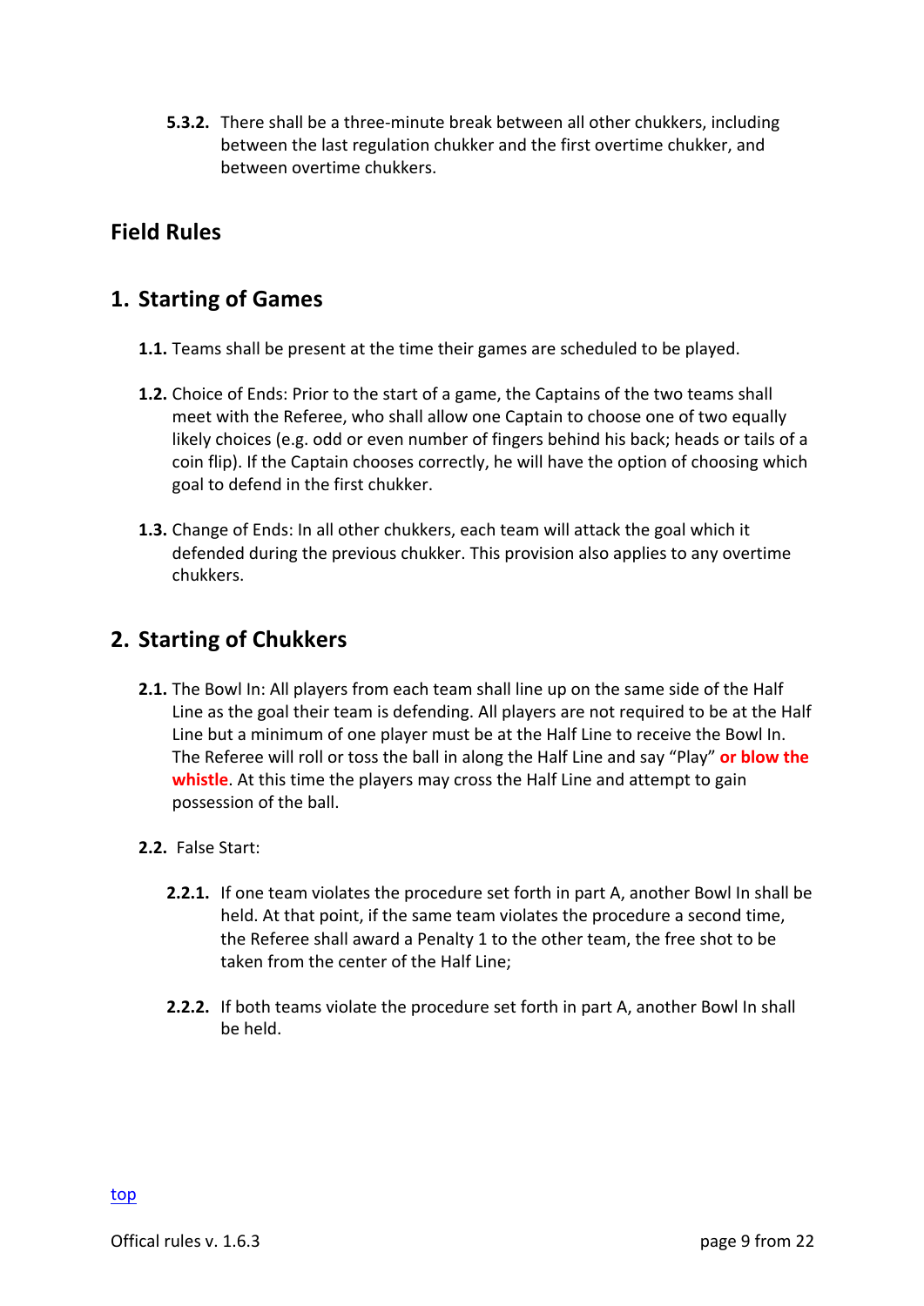**5.3.2.** There shall be a three-minute break between all other chukkers, including between the last regulation chukker and the first overtime chukker, and between overtime chukkers.

## Field Rules

## 1. Starting of Games

**1.1.** Teams shall be present at the time their games are scheduled to be played.

**1.2.** Choice of Ends: Prior to the start of a game, the Captains of the two teams shall meet with the Referee, who shall allow one Captain to choose one of two equally likely choices (e.g. odd or even number of fingers behind his back; heads or tails of a coin flip). If the Captain chooses correctly, he will have the option of choosing which goal to defend in the first chukker.

**1.3.** Change of Ends: In all other chukkers, each team will attack the goal which it defended during the previous chukker. This provision also applies to any overtime chukkers.

## 2. Starting of Chukkers

**2.1.** The Bowl In: All players from each team shall line up on the same side of the Half Line as the goal their team is defending. All players are not required to be at the Half Line but a minimum of one player must be at the Half Line to receive the Bowl In. The Referee will roll or toss the ball in along the Half Line and say "Play" **or blow the whistle**. At this time the players may cross the Half Line and attempt to gain possession of the ball.

**2.2.** False Start:

**2.2.1.** If one team violates the procedure set forth in part A, another Bowl In shall be held. At that point, if the same team violates the procedure a second time, the Referee shall award a Penalty 1 to the other team, the free shot to be taken from the center of the Half Line;

**2.2.2.** If both teams violate the procedure set forth in part A, another Bowl In shall be held.

top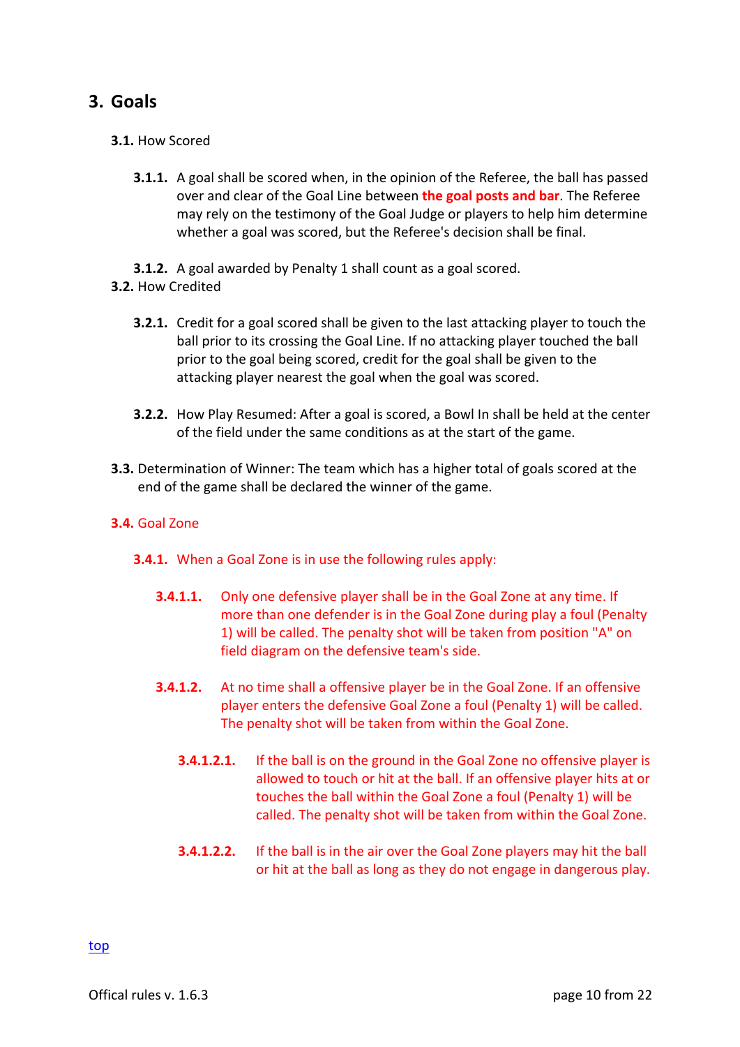# 3. Goals

**3.1.** How Scored

**3.1.1.** A goal shall be scored when, in the opinion of the Referee, the ball has passed over and clear of the Goal Line between **the goal posts and bar**. The Referee may rely on the testimony of the Goal Judge or players to help him determine whether a goal was scored, but the Referee's decision shall be final.

**3.1.2.** A goal awarded by Penalty 1 shall count as a goal scored.

**3.2.** How Credited

**3.2.1.** Credit for a goal scored shall be given to the last attacking player to touch the ball prior to its crossing the Goal Line. If no attacking player touched the ball prior to the goal being scored, credit for the goal shall be given to the attacking player nearest the goal when the goal was scored.

**3.2.2.** How Play Resumed: After a goal is scored, a Bowl In shall be held at the center of the field under the same conditions as at the start of the game.

**3.3.** Determination of Winner: The team which has a higher total of goals scored at the end of the game shall be declared the winner of the game.

**3.4.** Goal Zone

**3.4.1.** When a Goal Zone is in use the following rules apply:

**3.4.1.1.** Only one defensive player shall be in the Goal Zone at any time. If more than one defender is in the Goal Zone during play a foul (Penalty 1) will be called. The penalty shot will be taken from position "A" on field diagram on the defensive team's side.

**3.4.1.2.** At no time shall a offensive player be in the Goal Zone. If an offensive player enters the defensive Goal Zone a foul (Penalty 1) will be called. The penalty shot will be taken from within the Goal Zone.

**3.4.1.2.1.** If the ball is on the ground in the Goal Zone no offensive player is allowed to touch or hit at the ball. If an offensive player hits at or touches the ball within the Goal Zone a foul (Penalty 1) will be called. The penalty shot will be taken from within the Goal Zone.

**3.4.1.2.2.** If the ball is in the air over the Goal Zone players may hit the ball or hit at the ball as long as they do not engage in dangerous play.

top

Offical rules v. 1.6.3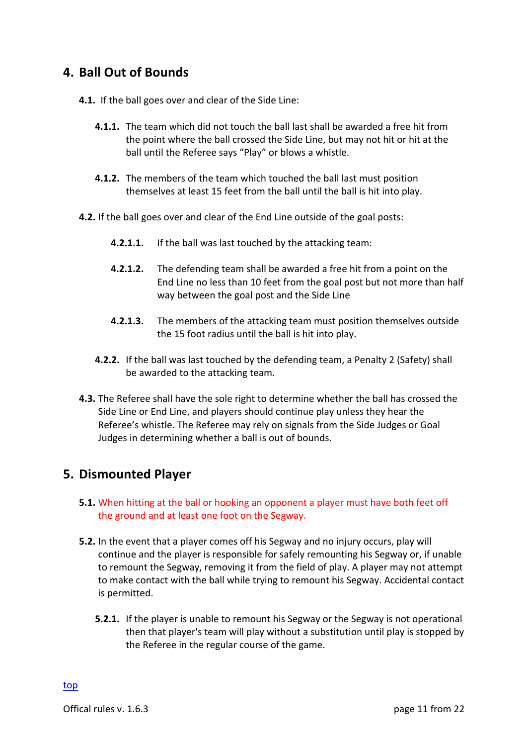## 4. Ball Out of Bounds

**4.1.** If the ball goes over and clear of the Side Line:

**4.1.1.** The team which did not touch the ball last shall be awarded a free hit from the point where the ball crossed the Side Line, but may not hit or hit at the ball until the Referee says “Play” or blows a whistle.

**4.1.2.** The members of the team which touched the ball last must position themselves at least 15 feet from the ball until the ball is hit into play.

**4.2.** If the ball goes over and clear of the End Line outside of the goal posts:

**4.2.1.1.** If the ball was last touched by the attacking team:

**4.2.1.2.** The defending team shall be awarded a free hit from a point on the End Line no less than 10 feet from the goal post but not more than half way between the goal post and the Side Line

**4.2.1.3.** The members of the attacking team must position themselves outside the 15 foot radius until the ball is hit into play.

**4.2.2.** If the ball was last touched by the defending team, a Penalty 2 (Safety) shall be awarded to the attacking team.

**4.3.** The Referee shall have the sole right to determine whether the ball has crossed the Side Line or End Line, and players should continue play unless they hear the Referee’s whistle. The Referee may rely on signals from the Side Judges or Goal Judges in determining whether a ball is out of bounds.

## 5. Dismounted Player

**5.1.** When hitting at the ball or hooking an opponent a player must have both feet off the ground and at least one foot on the Segway.

**5.2.** In the event that a player comes off his Segway and no injury occurs, play will continue and the player is responsible for safely remounting his Segway or, if unable to remount the Segway, removing it from the field of play. A player may not attempt to make contact with the ball while trying to remount his Segway. Accidental contact is permitted.

**5.2.1.** If the player is unable to remount his Segway or the Segway is not operational then that player's team will play without a substitution until play is stopped by the Referee in the regular course of the game.

top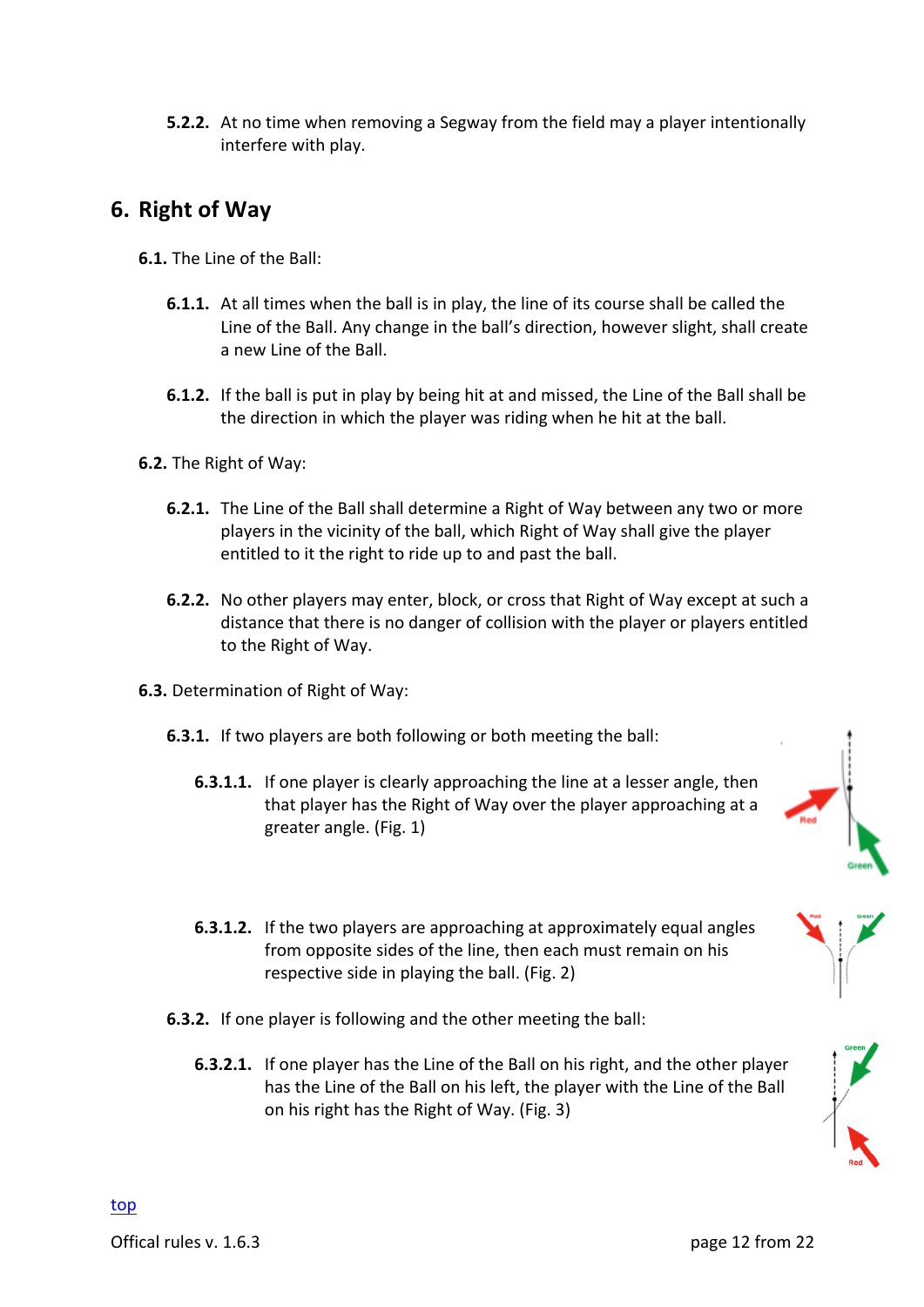5.2.2. At no time when removing a Segway from the field may a player intentionally interfere with play.

## 6. Right of Way

**6.1.** The Line of the Ball:

**6.1.1.** At all times when the ball is in play, the line of its course shall be called the Line of the Ball. Any change in the ball's direction, however slight, shall create a new Line of the Ball.

**6.1.2.** If the ball is put in play by being hit at and missed, the Line of the Ball shall be the direction in which the player was riding when he hit at the ball.

**6.2.** The Right of Way:

**6.2.1.** The Line of the Ball shall determine a Right of Way between any two or more players in the vicinity of the ball, which Right of Way shall give the player entitled to it the right to ride up to and past the ball.

**6.2.2.** No other players may enter, block, or cross that Right of Way except at such a distance that there is no danger of collision with the player or players entitled to the Right of Way.

**6.3.** Determination of Right of Way:

**6.3.1.** If two players are both following or both meeting the ball:

**6.3.1.1.** If one player is clearly approaching the line at a lesser angle, then that player has the Right of Way over the player approaching at a greater angle. (Fig. 1)

**6.3.1.2.** If the two players are approaching at approximately equal angles from opposite sides of the line, then each must remain on his respective side in playing the ball. (Fig. 2)

**6.3.2.** If one player is following and the other meeting the ball:

**6.3.2.1.** If one player has the Line of the Ball on his right, and the other player has the Line of the Ball on his left, the player with the Line of the Ball on his right has the Right of Way. (Fig. 3)

top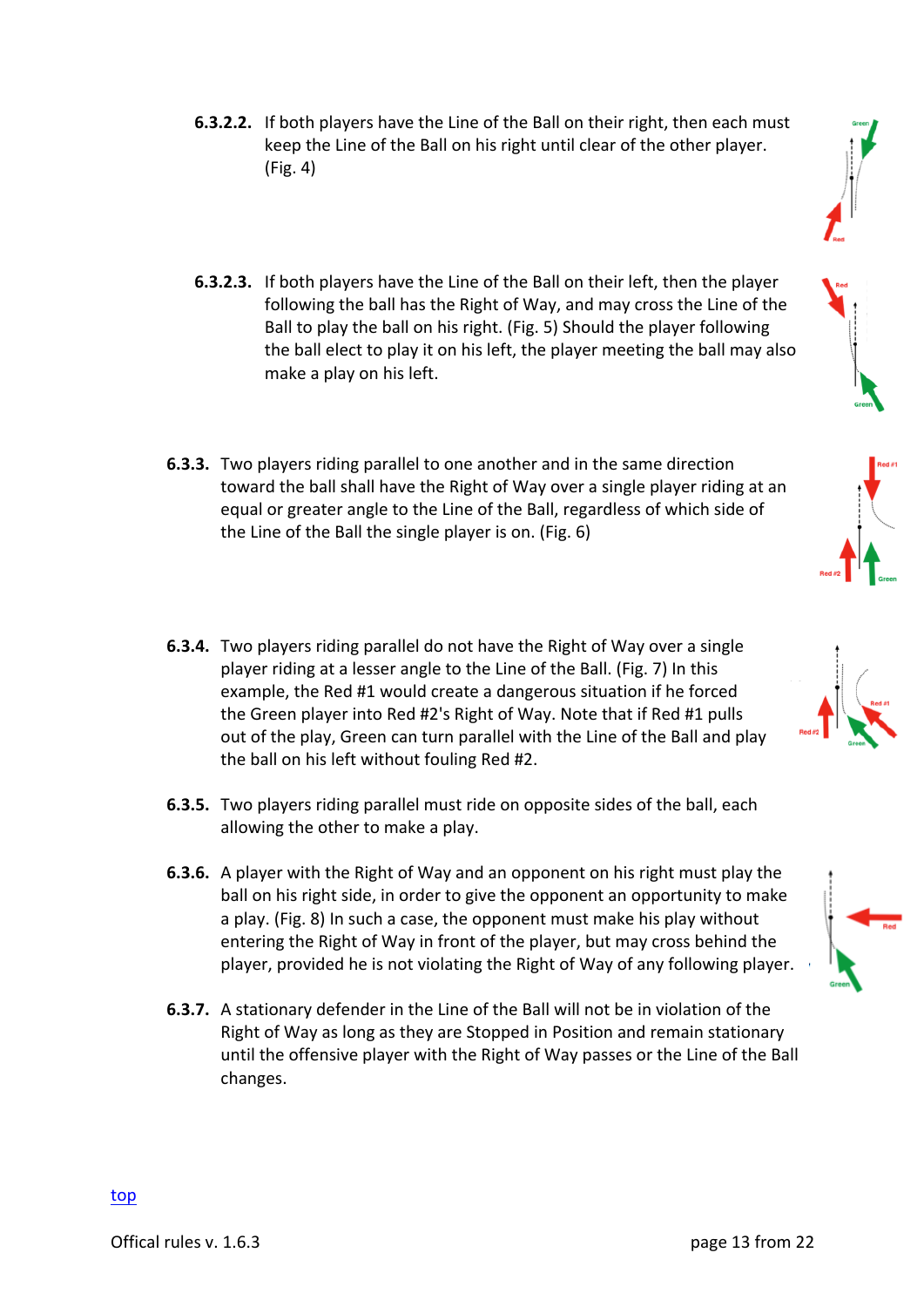**6.3.2.2.** If both players have the Line of the Ball on their right, then each must keep the Line of the Ball on his right until clear of the other player. (Fig. 4)

**6.3.2.3.** If both players have the Line of the Ball on their left, then the player following the ball has the Right of Way, and may cross the Line of the Ball to play the ball on his right. (Fig. 5) Should the player following the ball elect to play it on his left, the player meeting the ball may also make a play on his left.

**6.3.3.** Two players riding parallel to one another and in the same direction toward the ball shall have the Right of Way over a single player riding at an equal or greater angle to the Line of the Ball, regardless of which side of the Line of the Ball the single player is on. (Fig. 6)

**6.3.4.** Two players riding parallel do not have the Right of Way over a single player riding at a lesser angle to the Line of the Ball. (Fig. 7) In this example, the Red #1 would create a dangerous situation if he forced the Green player into Red #2's Right of Way. Note that if Red #1 pulls out of the play, Green can turn parallel with the Line of the Ball and play the ball on his left without fouling Red #2.

**6.3.5.** Two players riding parallel must ride on opposite sides of the ball, each allowing the other to make a play.

**6.3.6.** A player with the Right of Way and an opponent on his right must play the ball on his right side, in order to give the opponent an opportunity to make a play. (Fig. 8) In such a case, the opponent must make his play without entering the Right of Way in front of the player, but may cross behind the player, provided he is not violating the Right of Way of any following player.

**6.3.7.** A stationary defender in the Line of the Ball will not be in violation of the Right of Way as long as they are Stopped in Position and remain stationary until the offensive player with the Right of Way passes or the Line of the Ball changes.

top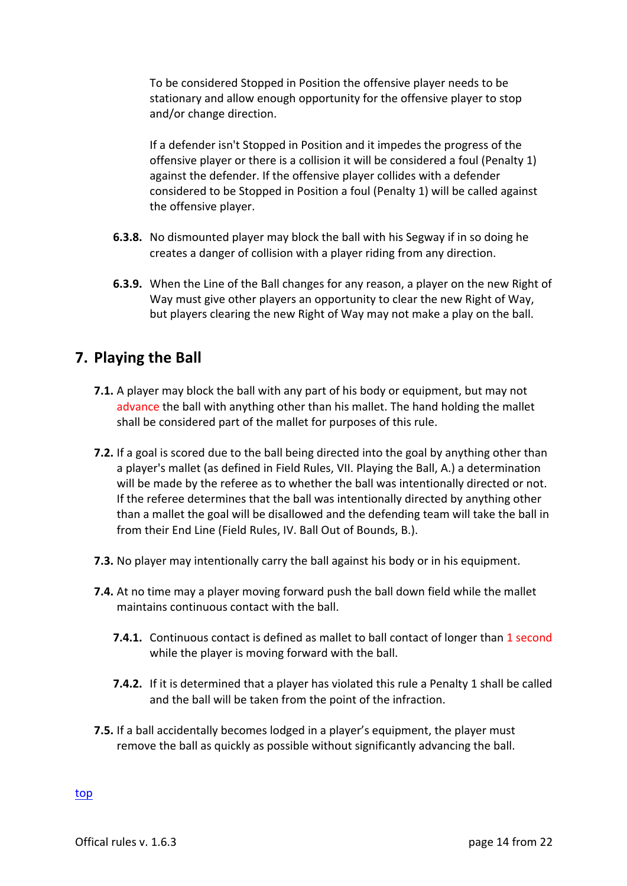To be considered Stopped in Position the offensive player needs to be stationary and allow enough opportunity for the offensive player to stop and/or change direction.

If a defender isn't Stopped in Position and it impedes the progress of the offensive player or there is a collision it will be considered a foul (Penalty 1) against the defender. If the offensive player collides with a defender considered to be Stopped in Position a foul (Penalty 1) will be called against the offensive player.

**6.3.8.** No dismounted player may block the ball with his Segway if in so doing he creates a danger of collision with a player riding from any direction.

**6.3.9.** When the Line of the Ball changes for any reason, a player on the new Right of Way must give other players an opportunity to clear the new Right of Way, but players clearing the new Right of Way may not make a play on the ball.

## 7. Playing the Ball

**7.1.** A player may block the ball with any part of his body or equipment, but may not advance the ball with anything other than his mallet. The hand holding the mallet shall be considered part of the mallet for purposes of this rule.

**7.2.** If a goal is scored due to the ball being directed into the goal by anything other than a player's mallet (as defined in Field Rules, VII. Playing the Ball, A.) a determination will be made by the referee as to whether the ball was intentionally directed or not. If the referee determines that the ball was intentionally directed by anything other than a mallet the goal will be disallowed and the defending team will take the ball in from their End Line (Field Rules, IV. Ball Out of Bounds, B.).

**7.3.** No player may intentionally carry the ball against his body or in his equipment.

**7.4.** At no time may a player moving forward push the ball down field while the mallet maintains continuous contact with the ball.

**7.4.1.** Continuous contact is defined as mallet to ball contact of longer than 1 second while the player is moving forward with the ball.

**7.4.2.** If it is determined that a player has violated this rule a Penalty 1 shall be called and the ball will be taken from the point of the infraction.

**7.5.** If a ball accidentally becomes lodged in a player's equipment, the player must remove the ball as quickly as possible without significantly advancing the ball.

top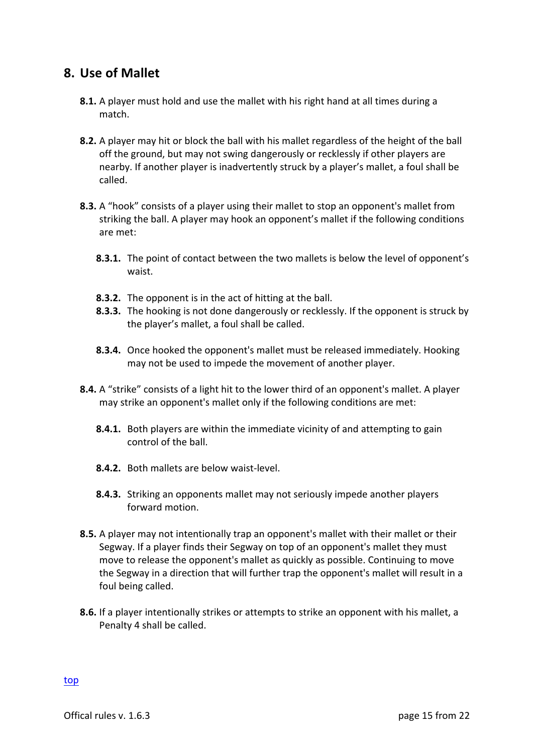## 8. Use of Mallet

**8.1.** A player must hold and use the mallet with his right hand at all times during a match.

**8.2.** A player may hit or block the ball with his mallet regardless of the height of the ball off the ground, but may not swing dangerously or recklessly if other players are nearby. If another player is inadvertently struck by a player's mallet, a foul shall be called.

**8.3.** A "hook" consists of a player using their mallet to stop an opponent's mallet from striking the ball. A player may hook an opponent's mallet if the following conditions are met:

- **8.3.1.** The point of contact between the two mallets is below the level of opponent's waist.
- **8.3.2.** The opponent is in the act of hitting at the ball.
- **8.3.3.** The hooking is not done dangerously or recklessly. If the opponent is struck by the player's mallet, a foul shall be called.
- **8.3.4.** Once hooked the opponent's mallet must be released immediately. Hooking may not be used to impede the movement of another player.

**8.4.** A "strike" consists of a light hit to the lower third of an opponent's mallet. A player may strike an opponent's mallet only if the following conditions are met:

- **8.4.1.** Both players are within the immediate vicinity of and attempting to gain control of the ball.
- **8.4.2.** Both mallets are below waist-level.
- **8.4.3.** Striking an opponents mallet may not seriously impede another players forward motion.

**8.5.** A player may not intentionally trap an opponent's mallet with their mallet or their Segway. If a player finds their Segway on top of an opponent's mallet they must move to release the opponent's mallet as quickly as possible. Continuing to move the Segway in a direction that will further trap the opponent's mallet will result in a foul being called.

**8.6.** If a player intentionally strikes or attempts to strike an opponent with his mallet, a Penalty 4 shall be called.

top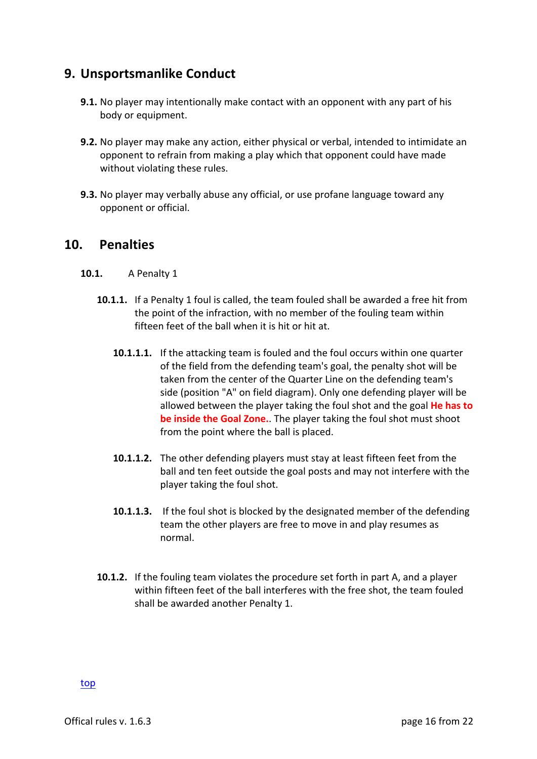## 9. Unsportsmanlike Conduct

**9.1.** No player may intentionally make contact with an opponent with any part of his body or equipment.

**9.2.** No player may make any action, either physical or verbal, intended to intimidate an opponent to refrain from making a play which that opponent could have made without violating these rules.

**9.3.** No player may verbally abuse any official, or use profane language toward any opponent or official.

## 10. Penalties

**10.1.** A Penalty 1

**10.1.1.** If a Penalty 1 foul is called, the team fouled shall be awarded a free hit from the point of the infraction, with no member of the fouling team within fifteen feet of the ball when it is hit or hit at.

**10.1.1.1.** If the attacking team is fouled and the foul occurs within one quarter of the field from the defending team's goal, the penalty shot will be taken from the center of the Quarter Line on the defending team's side (position "A" on field diagram). Only one defending player will be allowed between the player taking the foul shot and the goal **He has to be inside the Goal Zone.**. The player taking the foul shot must shoot from the point where the ball is placed.

**10.1.1.2.** The other defending players must stay at least fifteen feet from the ball and ten feet outside the goal posts and may not interfere with the player taking the foul shot.

**10.1.1.3.** If the foul shot is blocked by the designated member of the defending team the other players are free to move in and play resumes as normal.

**10.1.2.** If the fouling team violates the procedure set forth in part A, and a player within fifteen feet of the ball interferes with the free shot, the team fouled shall be awarded another Penalty 1.

[top](#)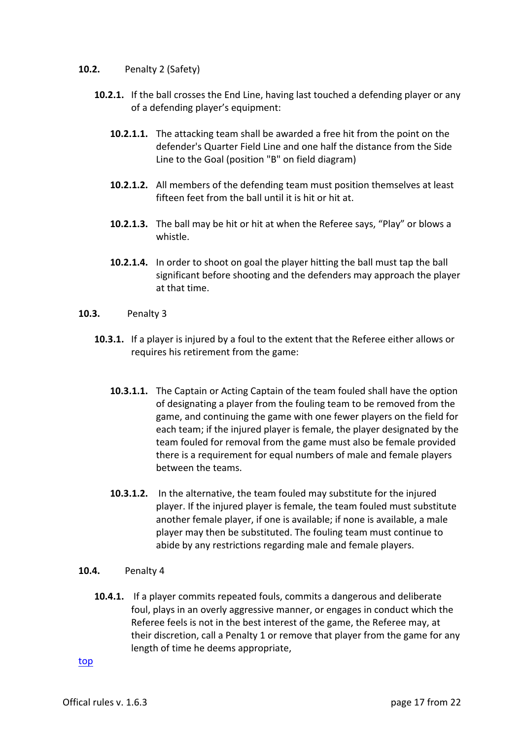**10.2.** Penalty 2 (Safety)

**10.2.1.** If the ball crosses the End Line, having last touched a defending player or any of a defending player's equipment:

**10.2.1.1.** The attacking team shall be awarded a free hit from the point on the defender's Quarter Field Line and one half the distance from the Side Line to the Goal (position "B" on field diagram)

**10.2.1.2.** All members of the defending team must position themselves at least fifteen feet from the ball until it is hit or hit at.

**10.2.1.3.** The ball may be hit or hit at when the Referee says, "Play" or blows a whistle.

**10.2.1.4.** In order to shoot on goal the player hitting the ball must tap the ball significant before shooting and the defenders may approach the player at that time.

**10.3.** Penalty 3

**10.3.1.** If a player is injured by a foul to the extent that the Referee either allows or requires his retirement from the game:

**10.3.1.1.** The Captain or Acting Captain of the team fouled shall have the option of designating a player from the fouling team to be removed from the game, and continuing the game with one fewer players on the field for each team; if the injured player is female, the player designated by the team fouled for removal from the game must also be female provided there is a requirement for equal numbers of male and female players between the teams.

**10.3.1.2.** In the alternative, the team fouled may substitute for the injured player. If the injured player is female, the team fouled must substitute another female player, if one is available; if none is available, a male player may then be substituted. The fouling team must continue to abide by any restrictions regarding male and female players.

**10.4.** Penalty 4

**10.4.1.** If a player commits repeated fouls, commits a dangerous and deliberate foul, plays in an overly aggressive manner, or engages in conduct which the Referee feels is not in the best interest of the game, the Referee may, at their discretion, call a Penalty 1 or remove that player from the game for any length of time he deems appropriate,

[top]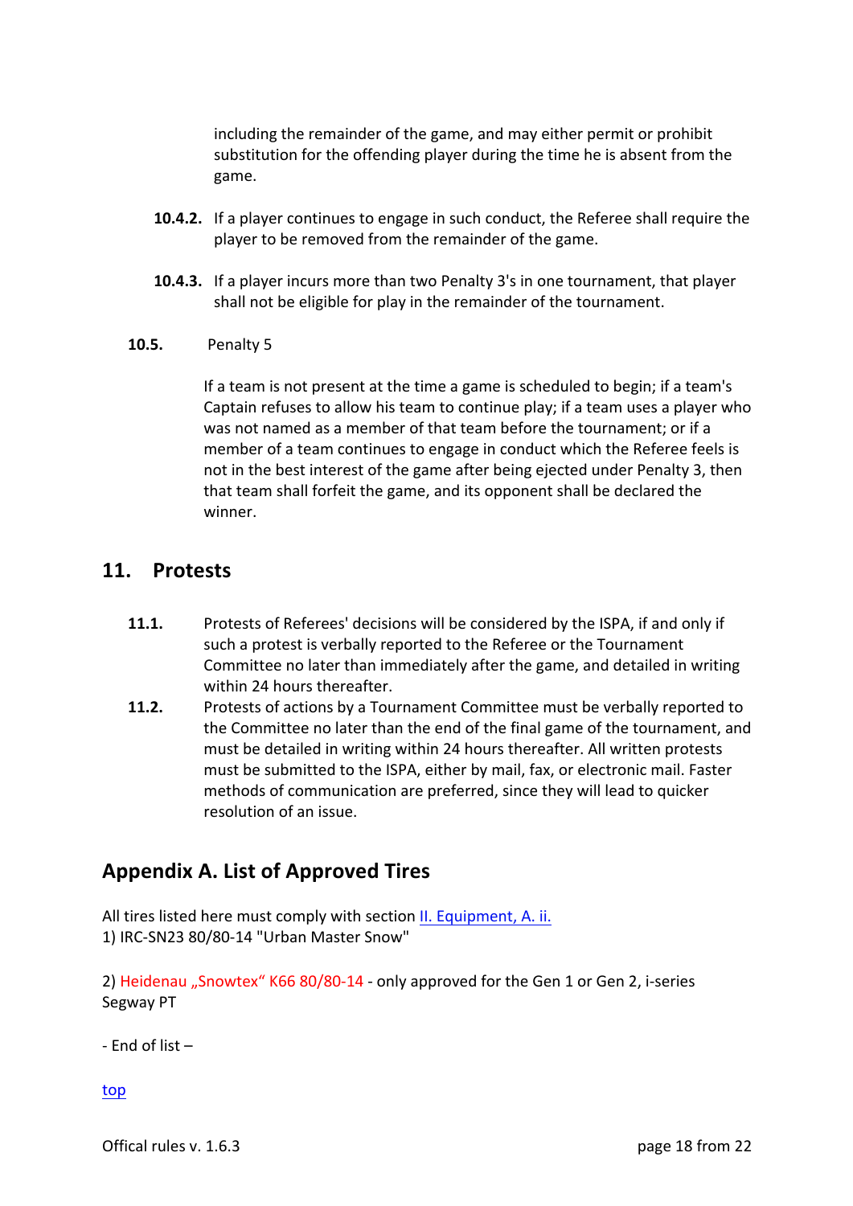including the remainder of the game, and may either permit or prohibit substitution for the offending player during the time he is absent from the game.

**10.4.2.** If a player continues to engage in such conduct, the Referee shall require the player to be removed from the remainder of the game.

**10.4.3.** If a player incurs more than two Penalty 3's in one tournament, that player shall not be eligible for play in the remainder of the tournament.

**10.5.** Penalty 5

If a team is not present at the time a game is scheduled to begin; if a team's Captain refuses to allow his team to continue play; if a team uses a player who was not named as a member of that team before the tournament; or if a member of a team continues to engage in conduct which the Referee feels is not in the best interest of the game after being ejected under Penalty 3, then that team shall forfeit the game, and its opponent shall be declared the winner.

## 11. Protests

**11.1.** Protests of Referees' decisions will be considered by the ISPA, if and only if such a protest is verbally reported to the Referee or the Tournament Committee no later than immediately after the game, and detailed in writing within 24 hours thereafter.

**11.2.** Protests of actions by a Tournament Committee must be verbally reported to the Committee no later than the end of the final game of the tournament, and must be detailed in writing within 24 hours thereafter. All written protests must be submitted to the ISPA, either by mail, fax, or electronic mail. Faster methods of communication are preferred, since they will lead to quicker resolution of an issue.

## Appendix A. List of Approved Tires

All tires listed here must comply with section II. Equipment, A. ii.
1) IRC-SN23 80/80-14 "Urban Master Snow"

2) Heidenau „Snowtex" K66 80/80-14 - only approved for the Gen 1 or Gen 2, i-series Segway PT

- End of list –

top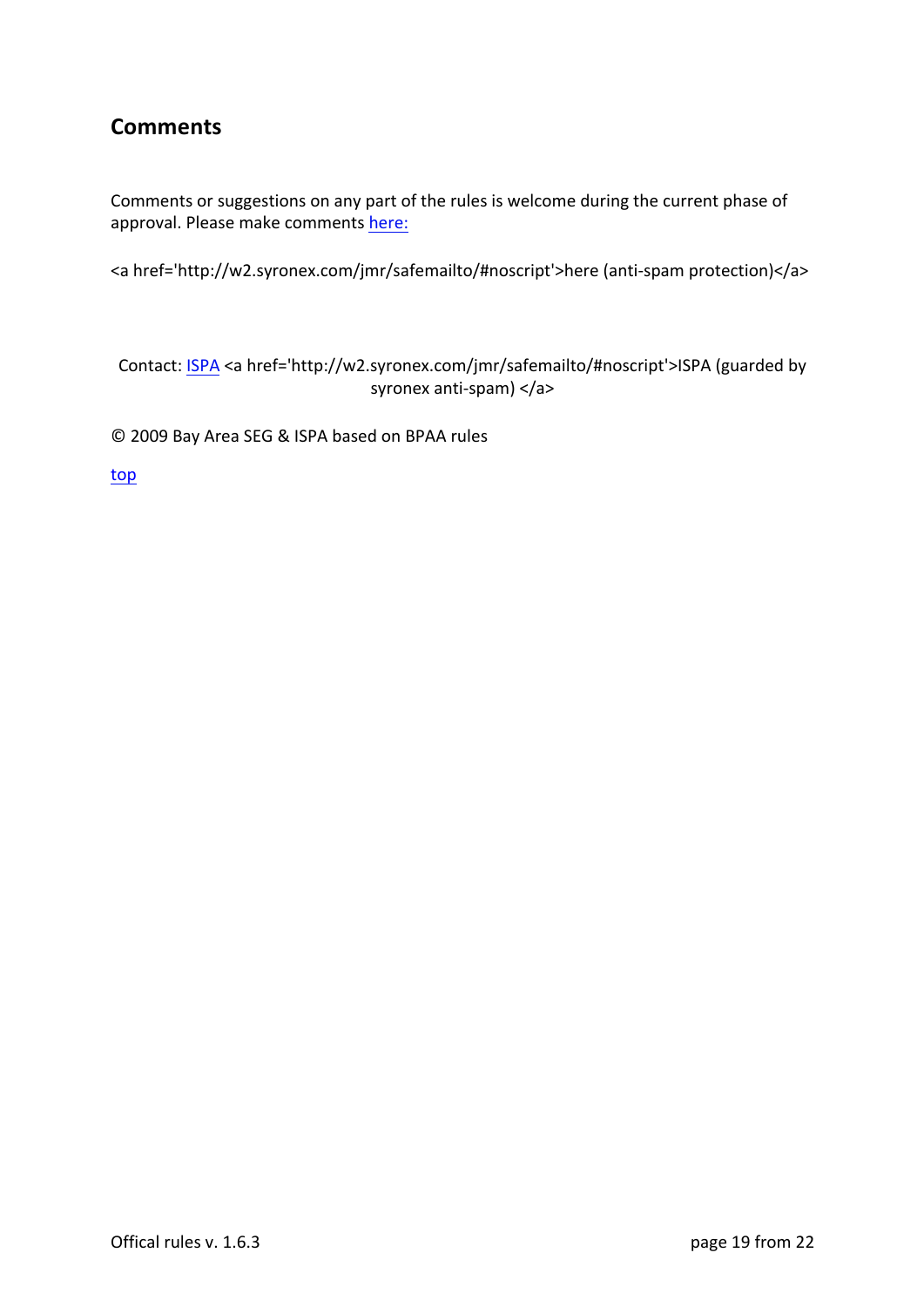## Comments

Comments or suggestions on any part of the rules is welcome during the current phase of approval. Please make comments here:

<a href='http://w2.syronex.com/jmr/safemailto/#noscript'>here (anti-spam protection)</a>

Contact: ISPA <a href='http://w2.syronex.com/jmr/safemailto/#noscript'>ISPA (guarded by syronex anti-spam) </a>

© 2009 Bay Area SEG & ISPA based on BPAA rules

top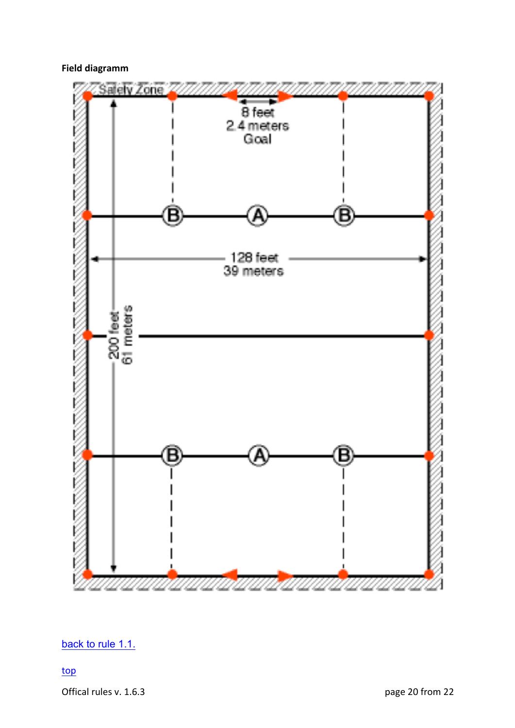**Field diagramm**

[back to rule 1.1.](#)

[top](#)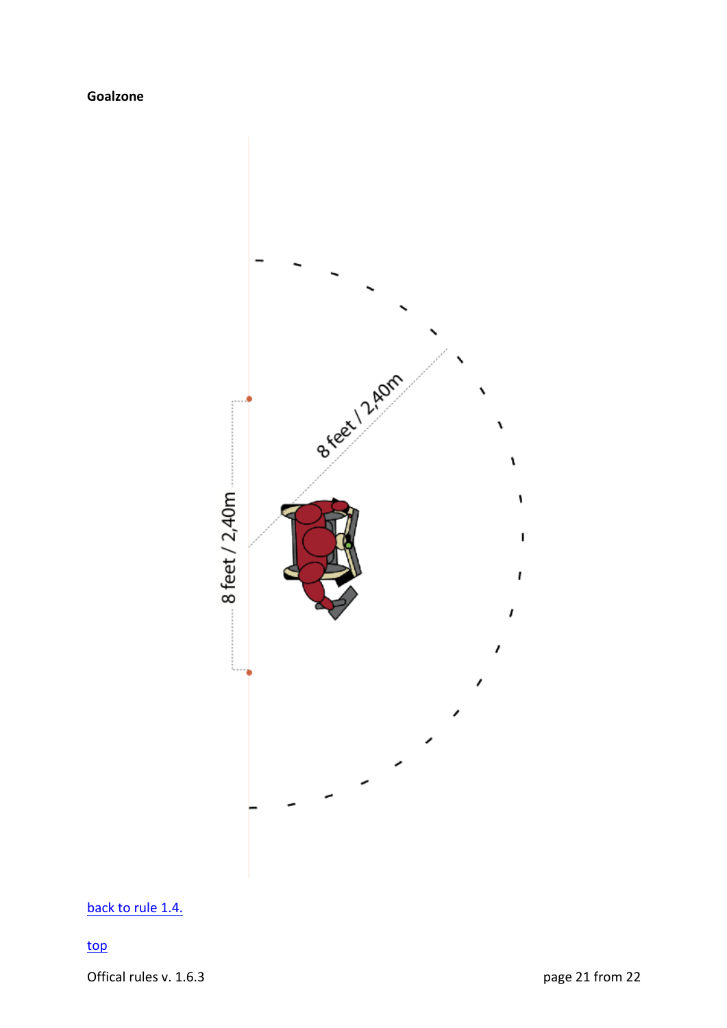**Goalzone**

8 feet / 2,40m

8 feet / 2,40m

[back to rule 1.4.]

[top]